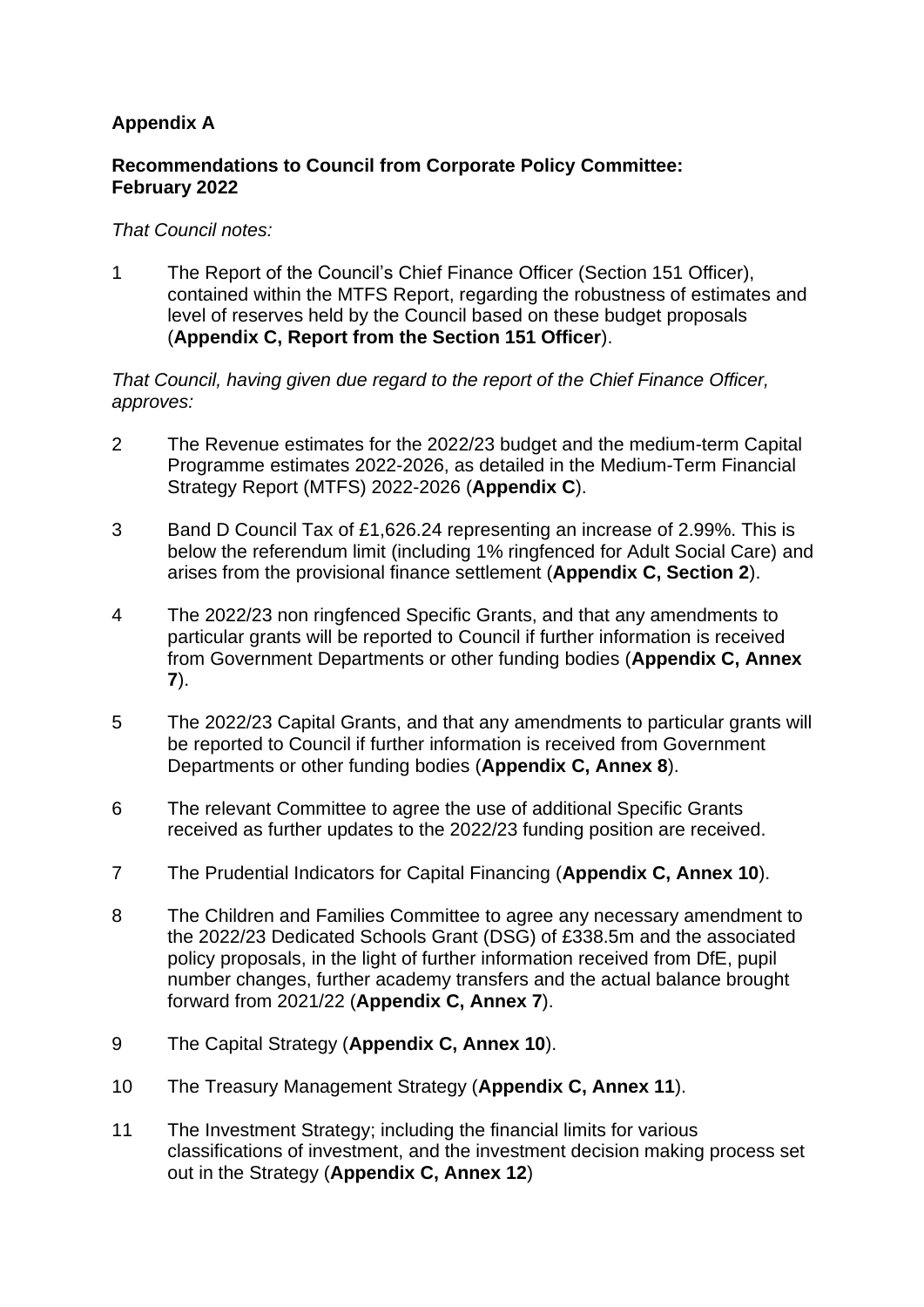**Appendix A**

**Recommendations to Council from Corporate Policy Committee: February 2022**

*That Council notes:*

1 The Report of the Council's Chief Finance Officer (Section 151 Officer), contained within the MTFS Report, regarding the robustness of estimates and level of reserves held by the Council based on these budget proposals (**Appendix C, Report from the Section 151 Officer**).

*That Council, having given due regard to the report of the Chief Finance Officer, approves:*

2 The Revenue estimates for the 2022/23 budget and the medium-term Capital Programme estimates 2022-2026, as detailed in the Medium-Term Financial Strategy Report (MTFS) 2022-2026 (**Appendix C**).

3 Band D Council Tax of £1,626.24 representing an increase of 2.99%. This is below the referendum limit (including 1% ringfenced for Adult Social Care) and arises from the provisional finance settlement (**Appendix C, Section 2**).

4 The 2022/23 non ringfenced Specific Grants, and that any amendments to particular grants will be reported to Council if further information is received from Government Departments or other funding bodies (**Appendix C, Annex 7**).

5 The 2022/23 Capital Grants, and that any amendments to particular grants will be reported to Council if further information is received from Government Departments or other funding bodies (**Appendix C, Annex 8**).

6 The relevant Committee to agree the use of additional Specific Grants received as further updates to the 2022/23 funding position are received.

7 The Prudential Indicators for Capital Financing (**Appendix C, Annex 10**).

8 The Children and Families Committee to agree any necessary amendment to the 2022/23 Dedicated Schools Grant (DSG) of £338.5m and the associated policy proposals, in the light of further information received from DfE, pupil number changes, further academy transfers and the actual balance brought forward from 2021/22 (**Appendix C, Annex 7**).

9 The Capital Strategy (**Appendix C, Annex 10**).

10 The Treasury Management Strategy (**Appendix C, Annex 11**).

11 The Investment Strategy; including the financial limits for various classifications of investment, and the investment decision making process set out in the Strategy (**Appendix C, Annex 12**)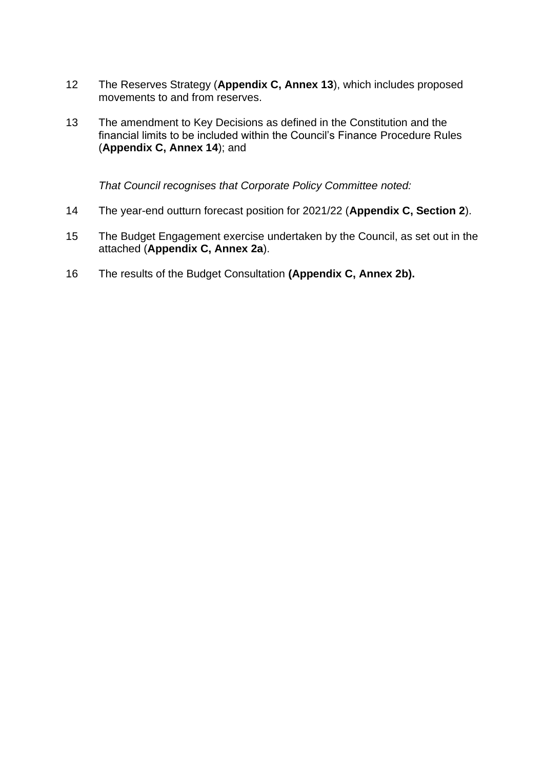12 The Reserves Strategy (**Appendix C, Annex 13**), which includes proposed movements to and from reserves.

13 The amendment to Key Decisions as defined in the Constitution and the financial limits to be included within the Council's Finance Procedure Rules (**Appendix C, Annex 14**); and

*That Council recognises that Corporate Policy Committee noted:*

14 The year-end outturn forecast position for 2021/22 (**Appendix C, Section 2**).

15 The Budget Engagement exercise undertaken by the Council, as set out in the attached (**Appendix C, Annex 2a**).

16 The results of the Budget Consultation **(Appendix C, Annex 2b).**